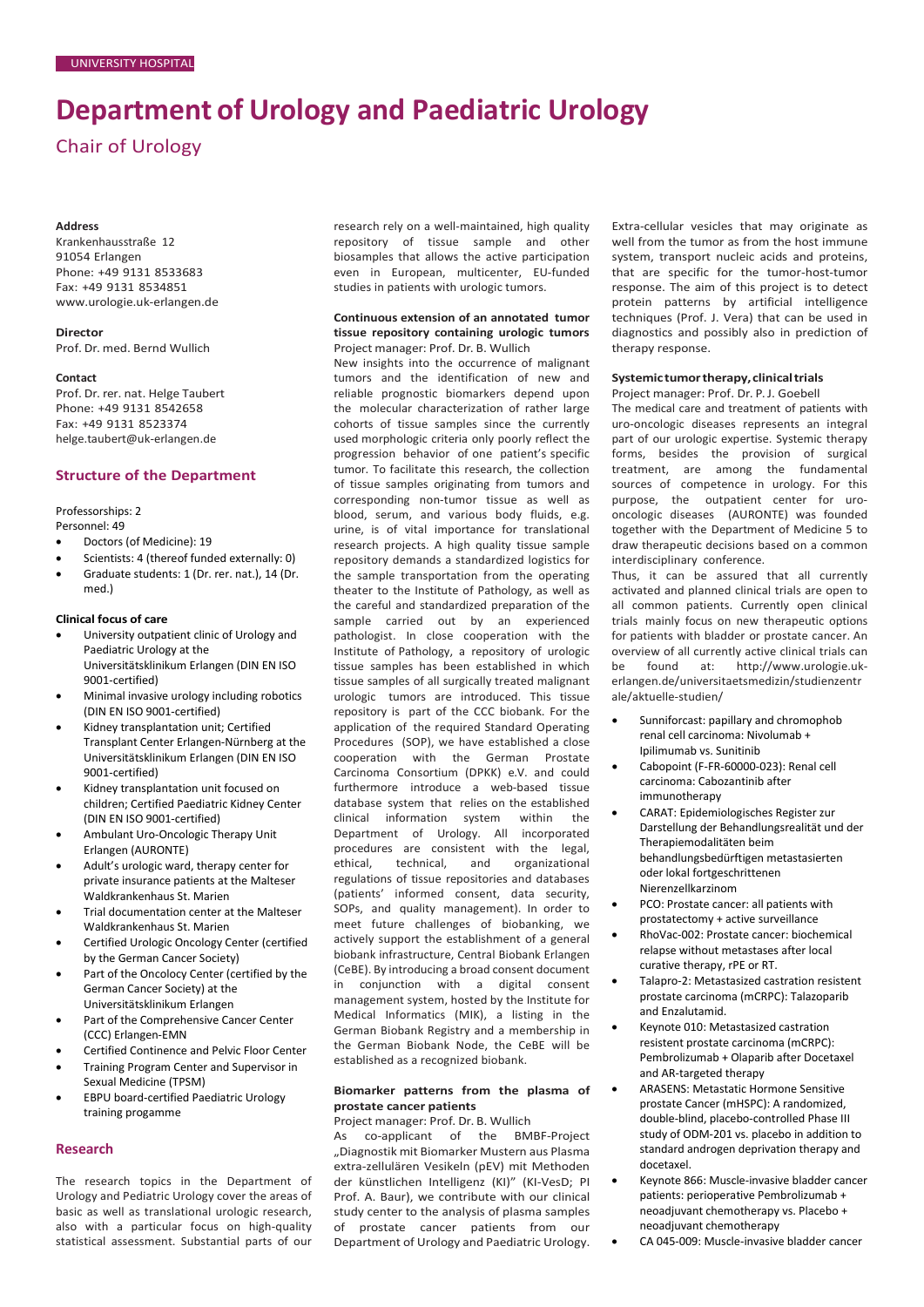UNIVERSITY HOSPITAL

# Department of Urology and Paediatric Urology

## Chair of Urology

**Address**
Krankenhausstraße 12
91054 Erlangen
Phone: +49 9131 8533683
Fax: +49 9131 8534851
www.urologie.uk-erlangen.de

**Director**
Prof. Dr. med. Bernd Wullich

**Contact**
Prof. Dr. rer. nat. Helge Taubert
Phone: +49 9131 8542658
Fax: +49 9131 8523374
helge.taubert@uk-erlangen.de

### Structure of the Department

Professorships: 2
Personnel: 49

- Doctors (of Medicine): 19
- Scientists: 4 (thereof funded externally: 0)
- Graduate students: 1 (Dr. rer. nat.), 14 (Dr. med.)

**Clinical focus of care**

- University outpatient clinic of Urology and Paediatric Urology at the Universitätsklinikum Erlangen (DIN EN ISO 9001-certified)
- Minimal invasive urology including robotics (DIN EN ISO 9001-certified)
- Kidney transplantation unit; Certified Transplant Center Erlangen-Nürnberg at the Universitätsklinikum Erlangen (DIN EN ISO 9001-certified)
- Kidney transplantation unit focused on children; Certified Paediatric Kidney Center (DIN EN ISO 9001-certified)
- Ambulant Uro-Oncologic Therapy Unit Erlangen (AURONTE)
- Adult's urologic ward, therapy center for private insurance patients at the Malteser Waldkrankenhaus St. Marien
- Trial documentation center at the Malteser Waldkrankenhaus St. Marien
- Certified Urologic Oncology Center (certified by the German Cancer Society)
- Part of the Oncology Center (certified by the German Cancer Society) at the Universitätsklinikum Erlangen
- Part of the Comprehensive Cancer Center (CCC) Erlangen-EMN
- Certified Continence and Pelvic Floor Center
- Training Program Center and Supervisor in Sexual Medicine (TPSM)
- EBPU board-certified Paediatric Urology training progamme

### Research

The research topics in the Department of Urology and Pediatric Urology cover the areas of basic as well as translational urologic research, also with a particular focus on high-quality statistical assessment. Substantial parts of our research rely on a well-maintained, high quality repository of tissue sample and other biosamples that allows the active participation even in European, multicenter, EU-funded studies in patients with urologic tumors.

**Continuous extension of an annotated tumor tissue repository containing urologic tumors**
Project manager: Prof. Dr. B. Wullich
New insights into the occurrence of malignant tumors and the identification of new and reliable prognostic biomarkers depend upon the molecular characterization of rather large cohorts of tissue samples since the currently used morphologic criteria only poorly reflect the progression behavior of one patient's specific tumor. To facilitate this research, the collection of tissue samples originating from tumors and corresponding non-tumor tissue as well as blood, serum, and various body fluids, e.g. urine, is of vital importance for translational research projects. A high quality tissue sample repository demands a standardized logistics for the sample transportation from the operating theater to the Institute of Pathology, as well as the careful and standardized preparation of the sample carried out by an experienced pathologist. In close cooperation with the Institute of Pathology, a repository of urologic tissue samples has been established in which tissue samples of all surgically treated malignant urologic tumors are introduced. This tissue repository is part of the CCC biobank. For the application of the required Standard Operating Procedures (SOP), we have established a close cooperation with the German Prostate Carcinoma Consortium (DPKK) e.V. and could furthermore introduce a web-based tissue database system that relies on the established clinical information system within the Department of Urology. All incorporated procedures are consistent with the legal, ethical, technical, and organizational regulations of tissue repositories and databases (patients' informed consent, data security, SOPs, and quality management). In order to meet future challenges of biobanking, we actively support the establishment of a general biobank infrastructure, Central Biobank Erlangen (CeBE). By introducing a broad consent document in conjunction with a digital consent management system, hosted by the Institute for Medical Informatics (MIK), a listing in the German Biobank Registry and a membership in the German Biobank Node, the CeBE will be established as a recognized biobank.

**Biomarker patterns from the plasma of prostate cancer patients**
Project manager: Prof. Dr. B. Wullich
As co-applicant of the BMBF-Project „Diagnostik mit Biomarker Mustern aus Plasma extra-zellulären Vesikeln (pEV) mit Methoden der künstlichen Intelligenz (KI)" (KI-VesD; PI Prof. A. Baur), we contribute with our clinical study center to the analysis of plasma samples of prostate cancer patients from our Department of Urology and Paediatric Urology. Extra-cellular vesicles that may originate as well from the tumor as from the host immune system, transport nucleic acids and proteins, that are specific for the tumor-host-tumor response. The aim of this project is to detect protein patterns by artificial intelligence techniques (Prof. J. Vera) that can be used in diagnostics and possibly also in prediction of therapy response.

**Systemic tumor therapy, clinical trials**
Project manager: Prof. Dr. P. J. Goebell
The medical care and treatment of patients with uro-oncologic diseases represents an integral part of our urologic expertise. Systemic therapy forms, besides the provision of surgical treatment, are among the fundamental sources of competence in urology. For this purpose, the outpatient center for uro-oncologic diseases (AURONTE) was founded together with the Department of Medicine 5 to draw therapeutic decisions based on a common interdisciplinary conference.
Thus, it can be assured that all currently activated and planned clinical trials are open to all common patients. Currently open clinical trials mainly focus on new therapeutic options for patients with bladder or prostate cancer. An overview of all currently active clinical trials can be found at: http://www.urologie.uk-erlangen.de/universitaetsmedizin/studienzentrale/aktuelle-studien/

- Sunniforcast: papillary and chromophob renal cell carcinoma: Nivolumab + Ipilimumab vs. Sunitinib
- Cabopoint (F-FR-60000-023): Renal cell carcinoma: Cabozantinib after immunotherapy
- CARAT: Epidemiologisches Register zur Darstellung der Behandlungsrealität und der Therapiemodalitäten beim behandlungsbedürftigen metastasierten oder lokal fortgeschrittenen Nierenzellkarzinom
- PCO: Prostate cancer: all patients with prostatectomy + active surveillance
- RhoVac-002: Prostate cancer: biochemical relapse without metastases after local curative therapy, rPE or RT.
- Talapro-2: Metastasized castration resistent prostate carcinoma (mCRPC): Talazoparib and Enzalutamid.
- Keynote 010: Metastasized castration resistent prostate carcinoma (mCRPC): Pembrolizumab + Olaparib after Docetaxel and AR-targeted therapy
- ARASENS: Metastatic Hormone Sensitive prostate Cancer (mHSPC): A randomized, double-blind, placebo-controlled Phase III study of ODM-201 vs. placebo in addition to standard androgen deprivation therapy and docetaxel.
- Keynote 866: Muscle-invasive bladder cancer patients: perioperative Pembrolizumab + neoadjuvant chemotherapy vs. Placebo + neoadjuvant chemotherapy
- CA 045-009: Muscle-invasive bladder cancer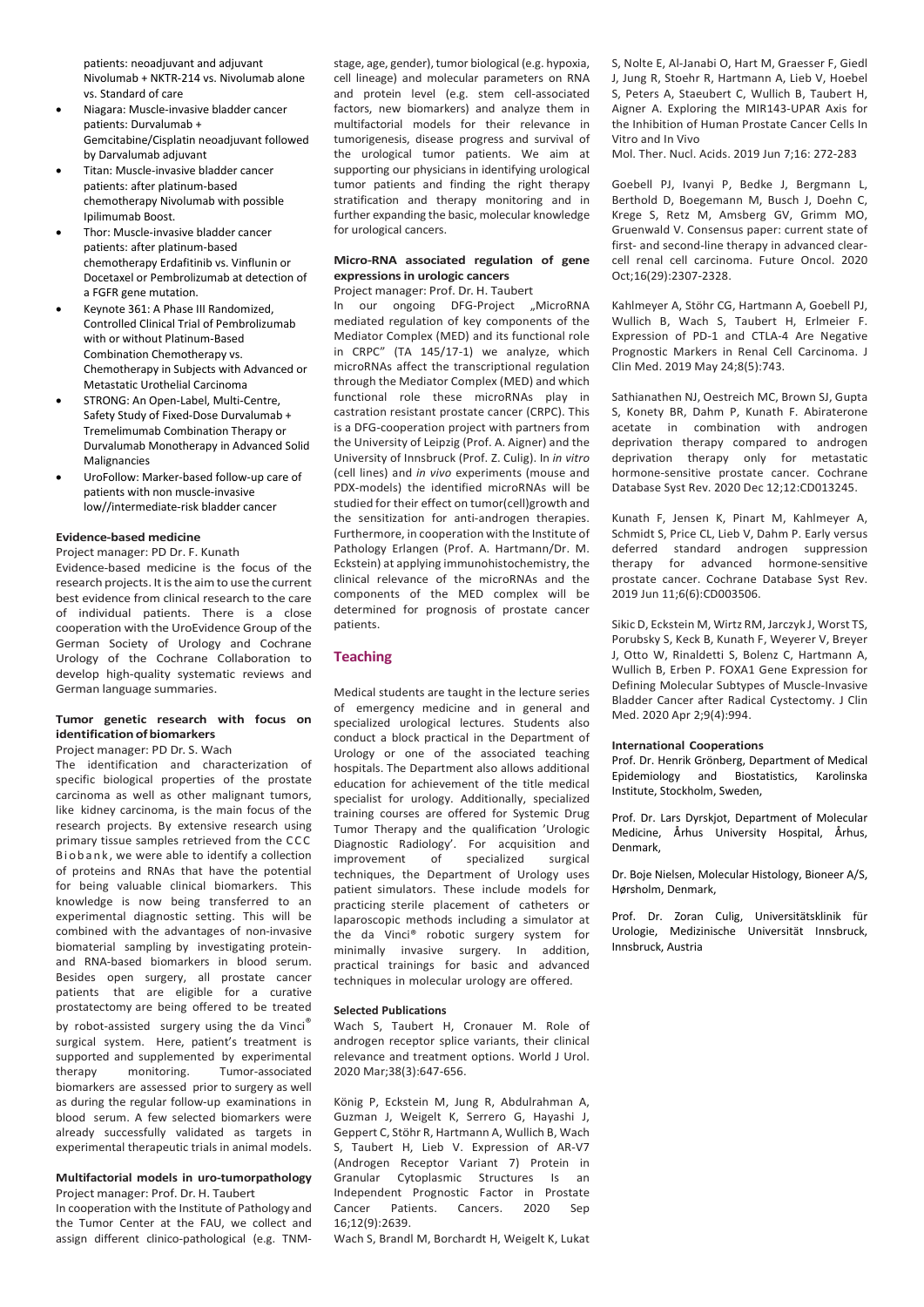patients: neoadjuvant and adjuvant Nivolumab + NKTR-214 vs. Nivolumab alone vs. Standard of care

- Niagara: Muscle-invasive bladder cancer patients: Durvalumab + Gemcitabine/Cisplatin neoadjuvant followed by Darvalumab adjuvant
- Titan: Muscle-invasive bladder cancer patients: after platinum-based chemotherapy Nivolumab with possible Ipilimumab Boost.
- Thor: Muscle-invasive bladder cancer patients: after platinum-based chemotherapy Erdafitinib vs. Vinflunin or Docetaxel or Pembrolizumab at detection of a FGFR gene mutation.
- Keynote 361: A Phase III Randomized, Controlled Clinical Trial of Pembrolizumab with or without Platinum-Based Combination Chemotherapy vs. Chemotherapy in Subjects with Advanced or Metastatic Urothelial Carcinoma
- STRONG: An Open-Label, Multi-Centre, Safety Study of Fixed-Dose Durvalumab + Tremelimumab Combination Therapy or Durvalumab Monotherapy in Advanced Solid Malignancies
- UroFollow: Marker-based follow-up care of patients with non muscle-invasive low//intermediate-risk bladder cancer

**Evidence-based medicine**

Project manager: PD Dr. F. Kunath

Evidence-based medicine is the focus of the research projects. It is the aim to use the current best evidence from clinical research to the care of individual patients. There is a close cooperation with the UroEvidence Group of the German Society of Urology and Cochrane Urology of the Cochrane Collaboration to develop high-quality systematic reviews and German language summaries.

**Tumor genetic research with focus on identification of biomarkers**

Project manager: PD Dr. S. Wach

The identification and characterization of specific biological properties of the prostate carcinoma as well as other malignant tumors, like kidney carcinoma, is the main focus of the research projects. By extensive research using primary tissue samples retrieved from the CCC Biobank, we were able to identify a collection of proteins and RNAs that have the potential for being valuable clinical biomarkers. This knowledge is now being transferred to an experimental diagnostic setting. This will be combined with the advantages of non-invasive biomaterial sampling by investigating protein- and RNA-based biomarkers in blood serum. Besides open surgery, all prostate cancer patients that are eligible for a curative prostatectomy are being offered to be treated by robot-assisted surgery using the da Vinci® surgical system. Here, patient's treatment is supported and supplemented by experimental therapy monitoring. Tumor-associated biomarkers are assessed prior to surgery as well as during the regular follow-up examinations in blood serum. A few selected biomarkers were already successfully validated as targets in experimental therapeutic trials in animal models.

**Multifactorial models in uro-tumorpathology**

Project manager: Prof. Dr. H. Taubert

In cooperation with the Institute of Pathology and the Tumor Center at the FAU, we collect and assign different clinico-pathological (e.g. TNM-stage, age, gender), tumor biological (e.g. hypoxia, cell lineage) and molecular parameters on RNA and protein level (e.g. stem cell-associated factors, new biomarkers) and analyze them in multifactorial models for their relevance in tumorigenesis, disease progress and survival of the urological tumor patients. We aim at supporting our physicians in identifying urological tumor patients and finding the right therapy stratification and therapy monitoring and in further expanding the basic, molecular knowledge for urological cancers.

**Micro-RNA associated regulation of gene expressions in urologic cancers**

Project manager: Prof. Dr. H. Taubert

In our ongoing DFG-Project „MicroRNA mediated regulation of key components of the Mediator Complex (MED) and its functional role in CRPC" (TA 145/17-1) we analyze, which microRNAs affect the transcriptional regulation through the Mediator Complex (MED) and which functional role these microRNAs play in castration resistant prostate cancer (CRPC). This is a DFG-cooperation project with partners from the University of Leipzig (Prof. A. Aigner) and the University of Innsbruck (Prof. Z. Culig). In *in vitro* (cell lines) and *in vivo* experiments (mouse and PDX-models) the identified microRNAs will be studied for their effect on tumor(cell)growth and the sensitization for anti-androgen therapies. Furthermore, in cooperation with the Institute of Pathology Erlangen (Prof. A. Hartmann/Dr. M. Eckstein) at applying immunohistochemistry, the clinical relevance of the microRNAs and the components of the MED complex will be determined for prognosis of prostate cancer patients.

## Teaching

Medical students are taught in the lecture series of emergency medicine and in general and specialized urological lectures. Students also conduct a block practical in the Department of Urology or one of the associated teaching hospitals. The Department also allows additional education for achievement of the title medical specialist for urology. Additionally, specialized training courses are offered for Systemic Drug Tumor Therapy and the qualification 'Urologic Diagnostic Radiology'. For acquisition and improvement of specialized surgical techniques, the Department of Urology uses patient simulators. These include models for practicing sterile placement of catheters or laparoscopic methods including a simulator at the da Vinci® robotic surgery system for minimally invasive surgery. In addition, practical trainings for basic and advanced techniques in molecular urology are offered.

**Selected Publications**

Wach S, Taubert H, Cronauer M. Role of androgen receptor splice variants, their clinical relevance and treatment options. World J Urol. 2020 Mar;38(3):647-656.

König P, Eckstein M, Jung R, Abdulrahman A, Guzman J, Weigelt K, Serrero G, Hayashi J, Geppert C, Stöhr R, Hartmann A, Wullich B, Wach S, Taubert H, Lieb V. Expression of AR-V7 (Androgen Receptor Variant 7) Protein in Granular Cytoplasmic Structures Is an Independent Prognostic Factor in Prostate Cancer Patients. Cancers. 2020 Sep 16;12(9):2639.

Wach S, Brandl M, Borchardt H, Weigelt K, Lukat S, Nolte E, Al-Janabi O, Hart M, Graesser F, Giedl J, Jung R, Stoehr R, Hartmann A, Lieb V, Hoebel S, Peters A, Staeubert C, Wullich B, Taubert H, Aigner A. Exploring the MIR143-UPAR Axis for the Inhibition of Human Prostate Cancer Cells In Vitro and In Vivo

Mol. Ther. Nucl. Acids. 2019 Jun 7;16: 272-283

Goebell PJ, Ivanyi P, Bedke J, Bergmann L, Berthold D, Boegemann M, Busch J, Doehn C, Krege S, Retz M, Amsberg GV, Grimm MO, Gruenwald V. Consensus paper: current state of first- and second-line therapy in advanced clear-cell renal cell carcinoma. Future Oncol. 2020 Oct;16(29):2307-2328.

Kahlmeyer A, Stöhr CG, Hartmann A, Goebell PJ, Wullich B, Wach S, Taubert H, Erlmeier F. Expression of PD-1 and CTLA-4 Are Negative Prognostic Markers in Renal Cell Carcinoma. J Clin Med. 2019 May 24;8(5):743.

Sathianathen NJ, Oestreich MC, Brown SJ, Gupta S, Konety BR, Dahm P, Kunath F. Abiraterone acetate in combination with androgen deprivation therapy compared to androgen deprivation therapy only for metastatic hormone-sensitive prostate cancer. Cochrane Database Syst Rev. 2020 Dec 12;12:CD013245.

Kunath F, Jensen K, Pinart M, Kahlmeyer A, Schmidt S, Price CL, Lieb V, Dahm P. Early versus deferred standard androgen suppression therapy for advanced hormone-sensitive prostate cancer. Cochrane Database Syst Rev. 2019 Jun 11;6(6):CD003506.

Sikic D, Eckstein M, Wirtz RM, Jarczyk J, Worst TS, Porubsky S, Keck B, Kunath F, Weyerer V, Breyer J, Otto W, Rinaldetti S, Bolenz C, Hartmann A, Wullich B, Erben P. FOXA1 Gene Expression for Defining Molecular Subtypes of Muscle-Invasive Bladder Cancer after Radical Cystectomy. J Clin Med. 2020 Apr 2;9(4):994.

**International Cooperations**

Prof. Dr. Henrik Grönberg, Department of Medical Epidemiology and Biostatistics, Karolinska Institute, Stockholm, Sweden,

Prof. Dr. Lars Dyrskjot, Department of Molecular Medicine, Århus University Hospital, Århus, Denmark,

Dr. Boje Nielsen, Molecular Histology, Bioneer A/S, Hørsholm, Denmark,

Prof. Dr. Zoran Culig, Universitätsklinik für Urologie, Medizinische Universität Innsbruck, Innsbruck, Austria